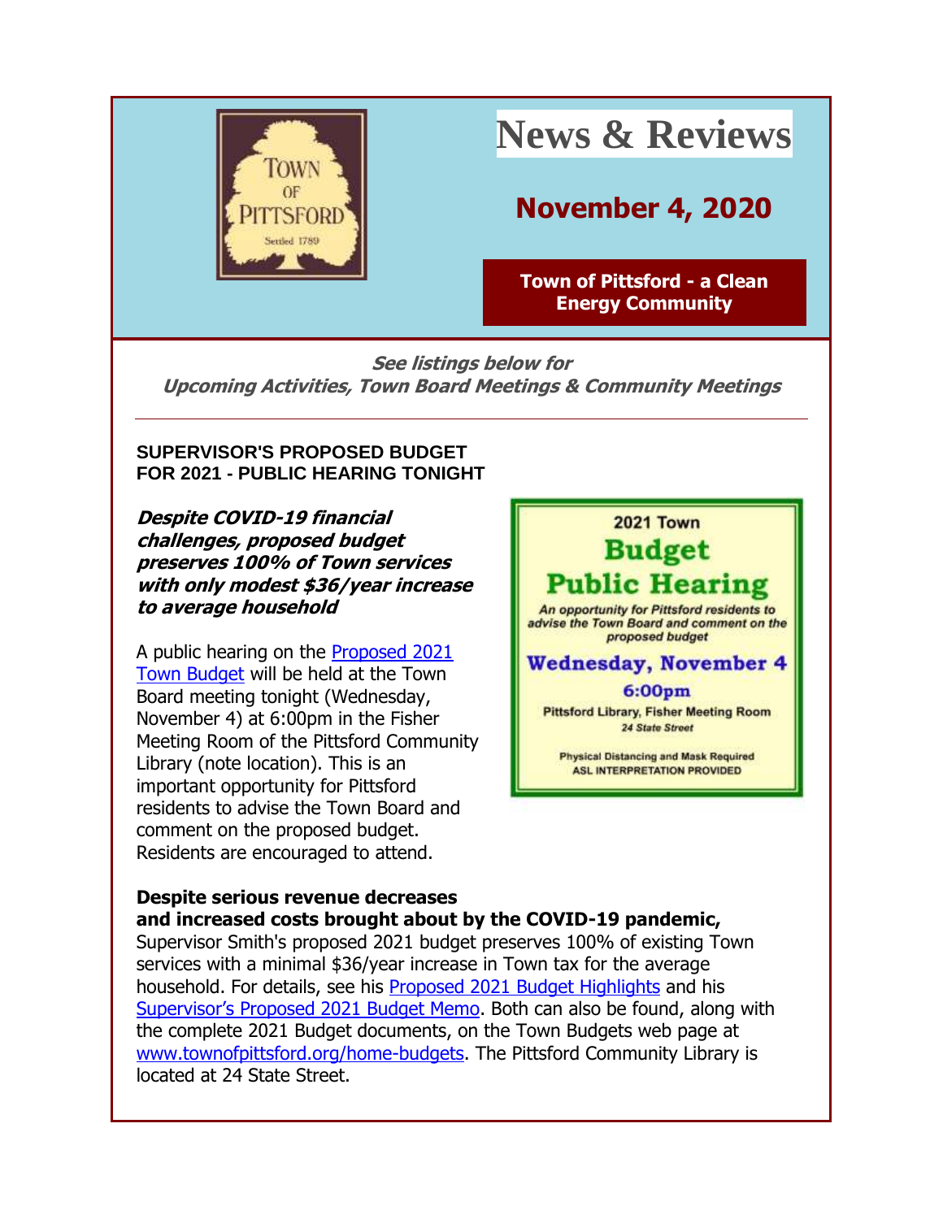# News & Reviews

## November 4, 2020

**Town of Pittsford - a Clean Energy Community**

***See listings below for Upcoming Activities, Town Board Meetings & Community Meetings***

---

### SUPERVISOR'S PROPOSED BUDGET FOR 2021 - PUBLIC HEARING TONIGHT

***Despite COVID-19 financial challenges, proposed budget preserves 100% of Town services with only modest $36/year increase to average household***

A public hearing on the Proposed 2021 Town Budget will be held at the Town Board meeting tonight (Wednesday, November 4) at 6:00pm in the Fisher Meeting Room of the Pittsford Community Library (note location). This is an important opportunity for Pittsford residents to advise the Town Board and comment on the proposed budget. Residents are encouraged to attend.

2021 Town **Budget Public Hearing**

*An opportunity for Pittsford residents to advise the Town Board and comment on the proposed budget*

**Wednesday, November 4**

**6:00pm**

Pittsford Library, Fisher Meeting Room
*24 State Street*

Physical Distancing and Mask Required
ASL INTERPRETATION PROVIDED

**Despite serious revenue decreases and increased costs brought about by the COVID-19 pandemic,** Supervisor Smith's proposed 2021 budget preserves 100% of existing Town services with a minimal $36/year increase in Town tax for the average household. For details, see his Proposed 2021 Budget Highlights and his Supervisor's Proposed 2021 Budget Memo. Both can also be found, along with the complete 2021 Budget documents, on the Town Budgets web page at www.townofpittsford.org/home-budgets. The Pittsford Community Library is located at 24 State Street.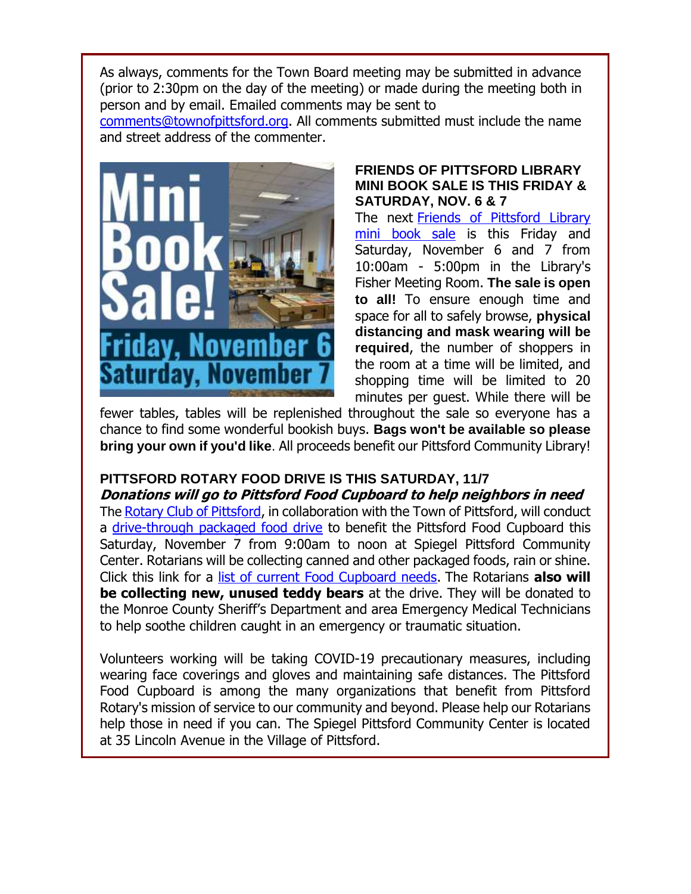As always, comments for the Town Board meeting may be submitted in advance (prior to 2:30pm on the day of the meeting) or made during the meeting both in person and by email. Emailed comments may be sent to comments@townofpittsford.org. All comments submitted must include the name and street address of the commenter.

**FRIENDS OF PITTSFORD LIBRARY MINI BOOK SALE IS THIS FRIDAY & SATURDAY, NOV. 6 & 7**

The next Friends of Pittsford Library mini book sale is this Friday and Saturday, November 6 and 7 from 10:00am - 5:00pm in the Library's Fisher Meeting Room. **The sale is open to all!** To ensure enough time and space for all to safely browse, **physical distancing and mask wearing will be required**, the number of shoppers in the room at a time will be limited, and shopping time will be limited to 20 minutes per guest. While there will be fewer tables, tables will be replenished throughout the sale so everyone has a chance to find some wonderful bookish buys. **Bags won't be available so please bring your own if you'd like**. All proceeds benefit our Pittsford Community Library!

**PITTSFORD ROTARY FOOD DRIVE IS THIS SATURDAY, 11/7**

***Donations will go to Pittsford Food Cupboard to help neighbors in need***

The Rotary Club of Pittsford, in collaboration with the Town of Pittsford, will conduct a drive-through packaged food drive to benefit the Pittsford Food Cupboard this Saturday, November 7 from 9:00am to noon at Spiegel Pittsford Community Center. Rotarians will be collecting canned and other packaged foods, rain or shine. Click this link for a list of current Food Cupboard needs. The Rotarians **also will be collecting new, unused teddy bears** at the drive. They will be donated to the Monroe County Sheriff's Department and area Emergency Medical Technicians to help soothe children caught in an emergency or traumatic situation.

Volunteers working will be taking COVID-19 precautionary measures, including wearing face coverings and gloves and maintaining safe distances. The Pittsford Food Cupboard is among the many organizations that benefit from Pittsford Rotary's mission of service to our community and beyond. Please help our Rotarians help those in need if you can. The Spiegel Pittsford Community Center is located at 35 Lincoln Avenue in the Village of Pittsford.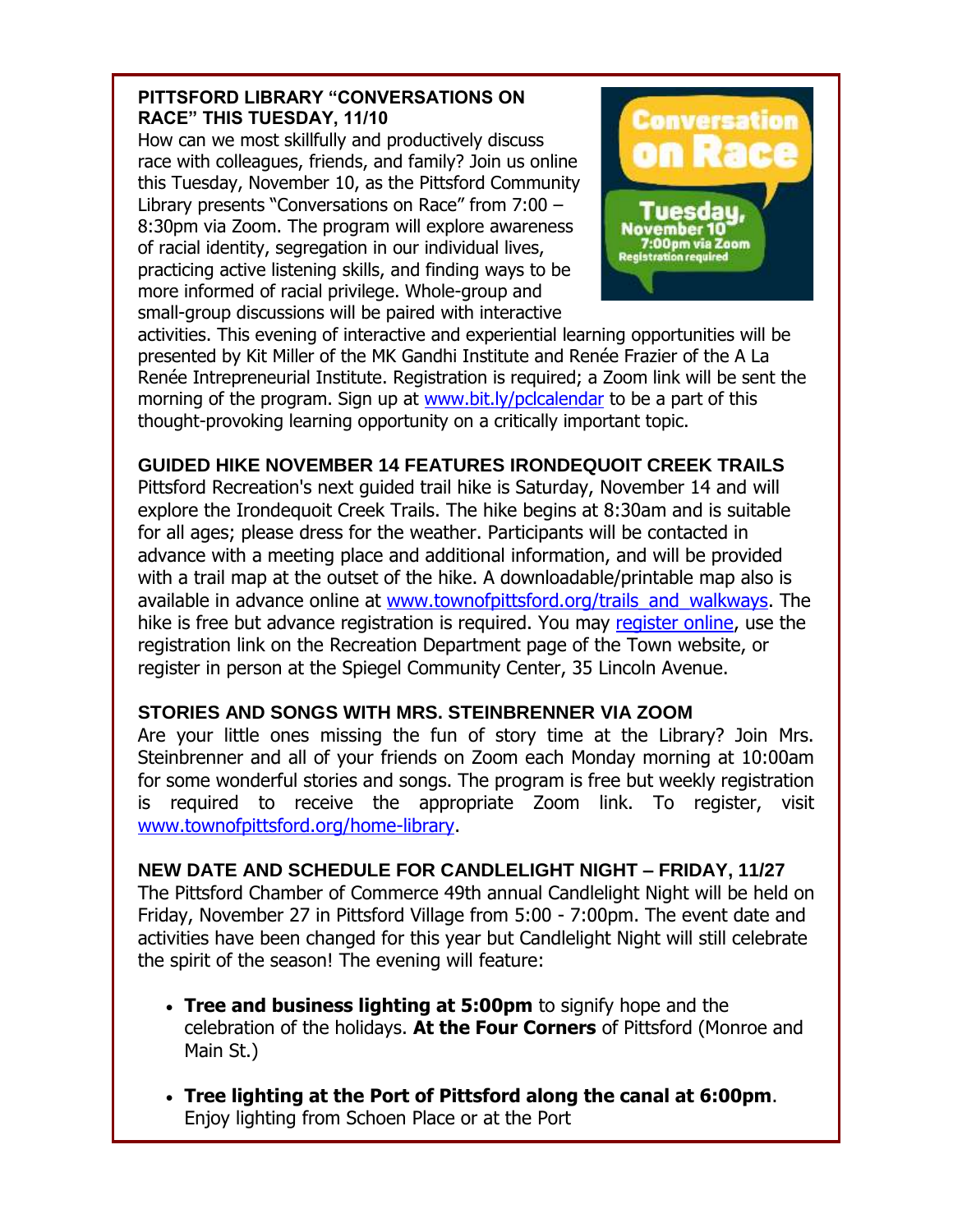### PITTSFORD LIBRARY "CONVERSATIONS ON RACE" THIS TUESDAY, 11/10

How can we most skillfully and productively discuss race with colleagues, friends, and family? Join us online this Tuesday, November 10, as the Pittsford Community Library presents "Conversations on Race" from 7:00 – 8:30pm via Zoom. The program will explore awareness of racial identity, segregation in our individual lives, practicing active listening skills, and finding ways to be more informed of racial privilege. Whole-group and small-group discussions will be paired with interactive activities. This evening of interactive and experiential learning opportunities will be presented by Kit Miller of the MK Gandhi Institute and Renée Frazier of the A La Renée Intrepreneurial Institute. Registration is required; a Zoom link will be sent the morning of the program. Sign up at [www.bit.ly/pclcalendar](www.bit.ly/pclcalendar) to be a part of this thought-provoking learning opportunity on a critically important topic.

### GUIDED HIKE NOVEMBER 14 FEATURES IRONDEQUOIT CREEK TRAILS

Pittsford Recreation's next guided trail hike is Saturday, November 14 and will explore the Irondequoit Creek Trails. The hike begins at 8:30am and is suitable for all ages; please dress for the weather. Participants will be contacted in advance with a meeting place and additional information, and will be provided with a trail map at the outset of the hike. A downloadable/printable map also is available in advance online at [www.townofpittsford.org/trails_and_walkways](www.townofpittsford.org/trails_and_walkways). The hike is free but advance registration is required. You may register online, use the registration link on the Recreation Department page of the Town website, or register in person at the Spiegel Community Center, 35 Lincoln Avenue.

### STORIES AND SONGS WITH MRS. STEINBRENNER VIA ZOOM

Are your little ones missing the fun of story time at the Library? Join Mrs. Steinbrenner and all of your friends on Zoom each Monday morning at 10:00am for some wonderful stories and songs. The program is free but weekly registration is required to receive the appropriate Zoom link. To register, visit [www.townofpittsford.org/home-library](www.townofpittsford.org/home-library).

### NEW DATE AND SCHEDULE FOR CANDLELIGHT NIGHT – FRIDAY, 11/27

The Pittsford Chamber of Commerce 49th annual Candlelight Night will be held on Friday, November 27 in Pittsford Village from 5:00 - 7:00pm. The event date and activities have been changed for this year but Candlelight Night will still celebrate the spirit of the season! The evening will feature:

- **Tree and business lighting at 5:00pm** to signify hope and the celebration of the holidays. **At the Four Corners** of Pittsford (Monroe and Main St.)
- **Tree lighting at the Port of Pittsford along the canal at 6:00pm**. Enjoy lighting from Schoen Place or at the Port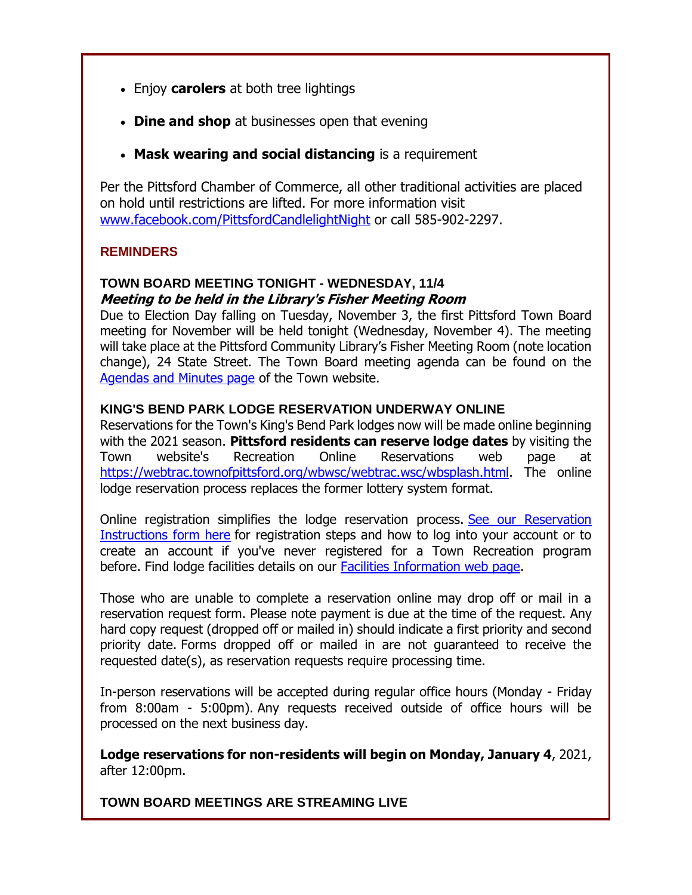- Enjoy **carolers** at both tree lightings
- **Dine and shop** at businesses open that evening
- **Mask wearing and social distancing** is a requirement

Per the Pittsford Chamber of Commerce, all other traditional activities are placed on hold until restrictions are lifted. For more information visit www.facebook.com/PittsfordCandlelightNight or call 585-902-2297.

## REMINDERS

### TOWN BOARD MEETING TONIGHT - WEDNESDAY, 11/4

***Meeting to be held in the Library's Fisher Meeting Room***

Due to Election Day falling on Tuesday, November 3, the first Pittsford Town Board meeting for November will be held tonight (Wednesday, November 4). The meeting will take place at the Pittsford Community Library's Fisher Meeting Room (note location change), 24 State Street. The Town Board meeting agenda can be found on the Agendas and Minutes page of the Town website.

### KING'S BEND PARK LODGE RESERVATION UNDERWAY ONLINE

Reservations for the Town's King's Bend Park lodges now will be made online beginning with the 2021 season. **Pittsford residents can reserve lodge dates** by visiting the Town website's Recreation Online Reservations web page at https://webtrac.townofpittsford.org/wbwsc/webtrac.wsc/wbsplash.html. The online lodge reservation process replaces the former lottery system format.

Online registration simplifies the lodge reservation process. See our Reservation Instructions form here for registration steps and how to log into your account or to create an account if you've never registered for a Town Recreation program before. Find lodge facilities details on our Facilities Information web page.

Those who are unable to complete a reservation online may drop off or mail in a reservation request form. Please note payment is due at the time of the request. Any hard copy request (dropped off or mailed in) should indicate a first priority and second priority date. Forms dropped off or mailed in are not guaranteed to receive the requested date(s), as reservation requests require processing time.

In-person reservations will be accepted during regular office hours (Monday - Friday from 8:00am - 5:00pm). Any requests received outside of office hours will be processed on the next business day.

**Lodge reservations for non-residents will begin on Monday, January 4**, 2021, after 12:00pm.

### TOWN BOARD MEETINGS ARE STREAMING LIVE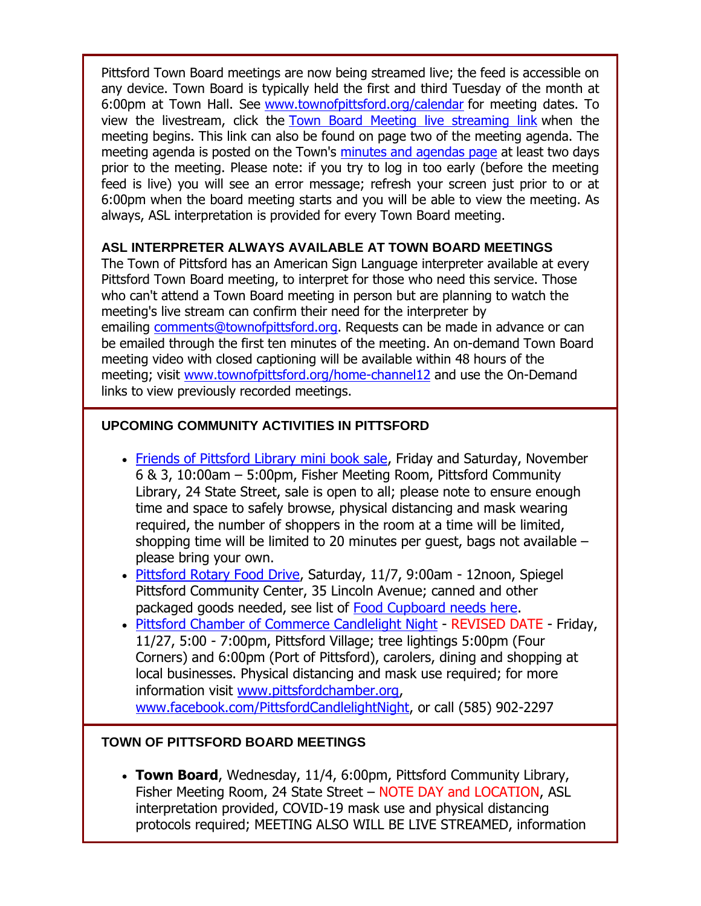Pittsford Town Board meetings are now being streamed live; the feed is accessible on any device. Town Board is typically held the first and third Tuesday of the month at 6:00pm at Town Hall. See www.townofpittsford.org/calendar for meeting dates. To view the livestream, click the Town Board Meeting live streaming link when the meeting begins. This link can also be found on page two of the meeting agenda. The meeting agenda is posted on the Town's minutes and agendas page at least two days prior to the meeting. Please note: if you try to log in too early (before the meeting feed is live) you will see an error message; refresh your screen just prior to or at 6:00pm when the board meeting starts and you will be able to view the meeting. As always, ASL interpretation is provided for every Town Board meeting.

**ASL INTERPRETER ALWAYS AVAILABLE AT TOWN BOARD MEETINGS**

The Town of Pittsford has an American Sign Language interpreter available at every Pittsford Town Board meeting, to interpret for those who need this service. Those who can't attend a Town Board meeting in person but are planning to watch the meeting's live stream can confirm their need for the interpreter by emailing comments@townofpittsford.org. Requests can be made in advance or can be emailed through the first ten minutes of the meeting. An on-demand Town Board meeting video with closed captioning will be available within 48 hours of the meeting; visit www.townofpittsford.org/home-channel12 and use the On-Demand links to view previously recorded meetings.

**UPCOMING COMMUNITY ACTIVITIES IN PITTSFORD**

- Friends of Pittsford Library mini book sale, Friday and Saturday, November 6 & 3, 10:00am – 5:00pm, Fisher Meeting Room, Pittsford Community Library, 24 State Street, sale is open to all; please note to ensure enough time and space to safely browse, physical distancing and mask wearing required, the number of shoppers in the room at a time will be limited, shopping time will be limited to 20 minutes per guest, bags not available – please bring your own.
- Pittsford Rotary Food Drive, Saturday, 11/7, 9:00am - 12noon, Spiegel Pittsford Community Center, 35 Lincoln Avenue; canned and other packaged goods needed, see list of Food Cupboard needs here.
- Pittsford Chamber of Commerce Candlelight Night - REVISED DATE - Friday, 11/27, 5:00 - 7:00pm, Pittsford Village; tree lightings 5:00pm (Four Corners) and 6:00pm (Port of Pittsford), carolers, dining and shopping at local businesses. Physical distancing and mask use required; for more information visit www.pittsfordchamber.org, www.facebook.com/PittsfordCandlelightNight, or call (585) 902-2297

**TOWN OF PITTSFORD BOARD MEETINGS**

- **Town Board**, Wednesday, 11/4, 6:00pm, Pittsford Community Library, Fisher Meeting Room, 24 State Street – NOTE DAY and LOCATION, ASL interpretation provided, COVID-19 mask use and physical distancing protocols required; MEETING ALSO WILL BE LIVE STREAMED, information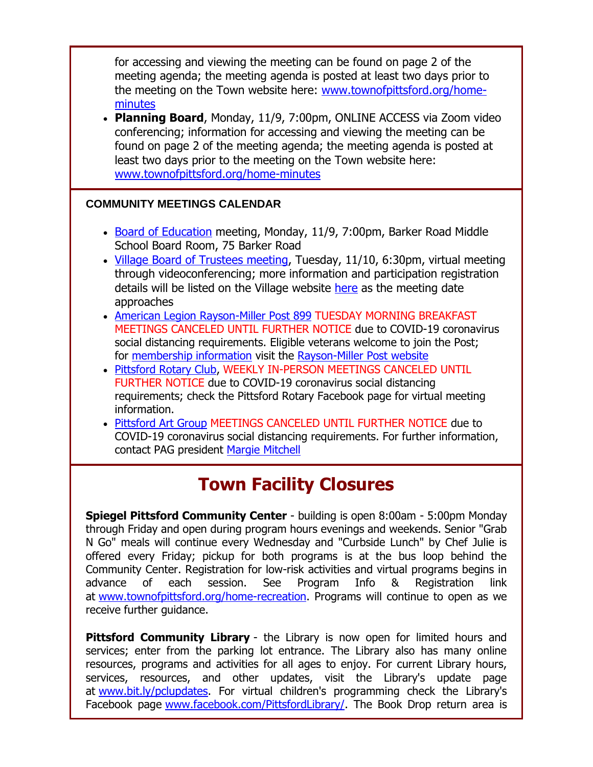for accessing and viewing the meeting can be found on page 2 of the meeting agenda; the meeting agenda is posted at least two days prior to the meeting on the Town website here: www.townofpittsford.org/home-minutes

- **Planning Board**, Monday, 11/9, 7:00pm, ONLINE ACCESS via Zoom video conferencing; information for accessing and viewing the meeting can be found on page 2 of the meeting agenda; the meeting agenda is posted at least two days prior to the meeting on the Town website here: www.townofpittsford.org/home-minutes

### COMMUNITY MEETINGS CALENDAR

- Board of Education meeting, Monday, 11/9, 7:00pm, Barker Road Middle School Board Room, 75 Barker Road
- Village Board of Trustees meeting, Tuesday, 11/10, 6:30pm, virtual meeting through videoconferencing; more information and participation registration details will be listed on the Village website here as the meeting date approaches
- American Legion Rayson-Miller Post 899 TUESDAY MORNING BREAKFAST MEETINGS CANCELED UNTIL FURTHER NOTICE due to COVID-19 coronavirus social distancing requirements. Eligible veterans welcome to join the Post; for membership information visit the Rayson-Miller Post website
- Pittsford Rotary Club, WEEKLY IN-PERSON MEETINGS CANCELED UNTIL FURTHER NOTICE due to COVID-19 coronavirus social distancing requirements; check the Pittsford Rotary Facebook page for virtual meeting information.
- Pittsford Art Group MEETINGS CANCELED UNTIL FURTHER NOTICE due to COVID-19 coronavirus social distancing requirements. For further information, contact PAG president Margie Mitchell

## Town Facility Closures

**Spiegel Pittsford Community Center** - building is open 8:00am - 5:00pm Monday through Friday and open during program hours evenings and weekends. Senior "Grab N Go" meals will continue every Wednesday and "Curbside Lunch" by Chef Julie is offered every Friday; pickup for both programs is at the bus loop behind the Community Center. Registration for low-risk activities and virtual programs begins in advance of each session. See Program Info & Registration link at www.townofpittsford.org/home-recreation. Programs will continue to open as we receive further guidance.

**Pittsford Community Library** - the Library is now open for limited hours and services; enter from the parking lot entrance. The Library also has many online resources, programs and activities for all ages to enjoy. For current Library hours, services, resources, and other updates, visit the Library's update page at www.bit.ly/pclupdates. For virtual children's programming check the Library's Facebook page www.facebook.com/PittsfordLibrary/. The Book Drop return area is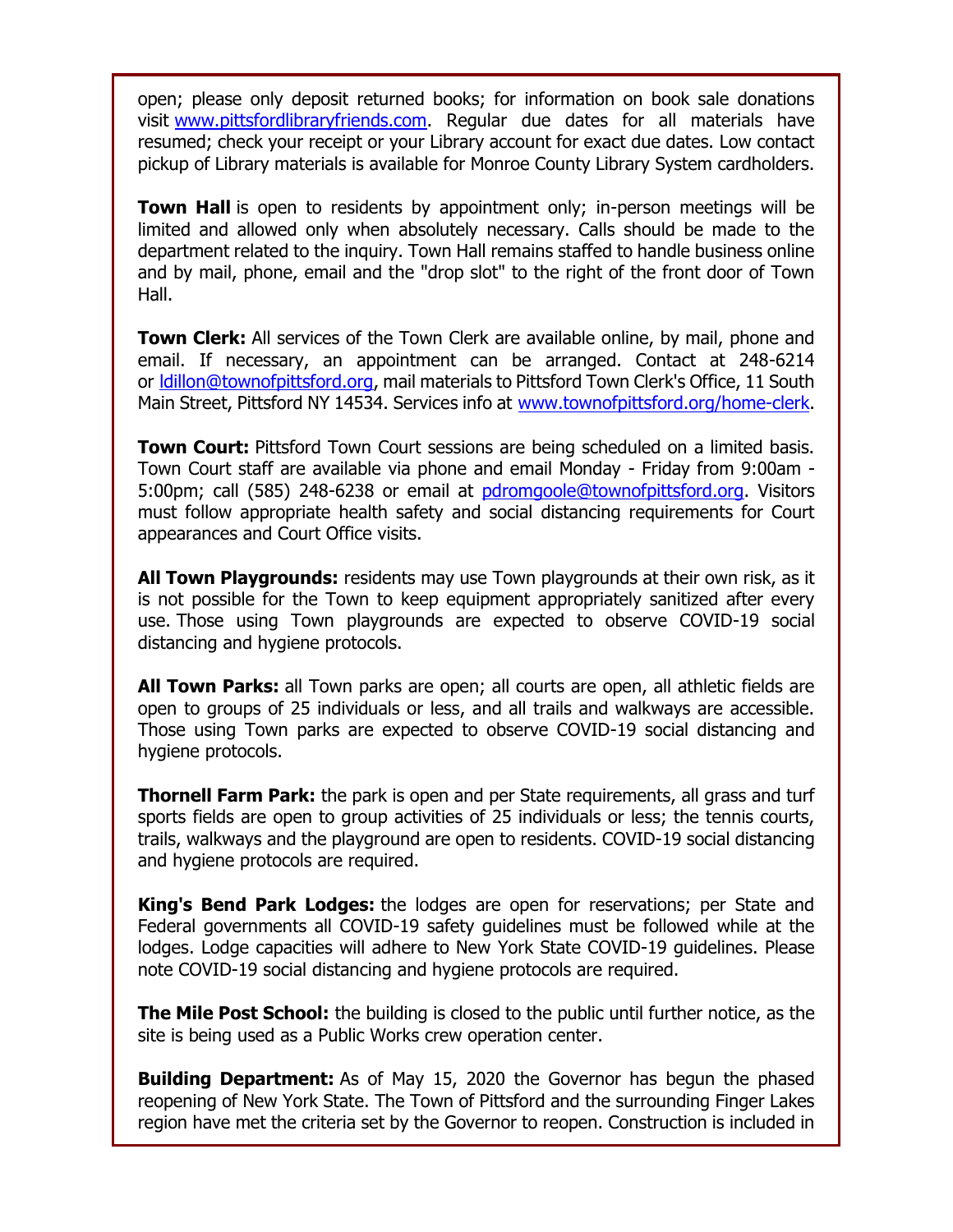open; please only deposit returned books; for information on book sale donations visit www.pittsfordlibraryfriends.com. Regular due dates for all materials have resumed; check your receipt or your Library account for exact due dates. Low contact pickup of Library materials is available for Monroe County Library System cardholders.

**Town Hall** is open to residents by appointment only; in-person meetings will be limited and allowed only when absolutely necessary. Calls should be made to the department related to the inquiry. Town Hall remains staffed to handle business online and by mail, phone, email and the "drop slot" to the right of the front door of Town Hall.

**Town Clerk:** All services of the Town Clerk are available online, by mail, phone and email. If necessary, an appointment can be arranged. Contact at 248-6214 or ldillon@townofpittsford.org, mail materials to Pittsford Town Clerk's Office, 11 South Main Street, Pittsford NY 14534. Services info at www.townofpittsford.org/home-clerk.

**Town Court:** Pittsford Town Court sessions are being scheduled on a limited basis. Town Court staff are available via phone and email Monday - Friday from 9:00am - 5:00pm; call (585) 248-6238 or email at pdromgoole@townofpittsford.org. Visitors must follow appropriate health safety and social distancing requirements for Court appearances and Court Office visits.

**All Town Playgrounds:** residents may use Town playgrounds at their own risk, as it is not possible for the Town to keep equipment appropriately sanitized after every use. Those using Town playgrounds are expected to observe COVID-19 social distancing and hygiene protocols.

**All Town Parks:** all Town parks are open; all courts are open, all athletic fields are open to groups of 25 individuals or less, and all trails and walkways are accessible. Those using Town parks are expected to observe COVID-19 social distancing and hygiene protocols.

**Thornell Farm Park:** the park is open and per State requirements, all grass and turf sports fields are open to group activities of 25 individuals or less; the tennis courts, trails, walkways and the playground are open to residents. COVID-19 social distancing and hygiene protocols are required.

**King's Bend Park Lodges:** the lodges are open for reservations; per State and Federal governments all COVID-19 safety guidelines must be followed while at the lodges. Lodge capacities will adhere to New York State COVID-19 guidelines. Please note COVID-19 social distancing and hygiene protocols are required.

**The Mile Post School:** the building is closed to the public until further notice, as the site is being used as a Public Works crew operation center.

**Building Department:** As of May 15, 2020 the Governor has begun the phased reopening of New York State. The Town of Pittsford and the surrounding Finger Lakes region have met the criteria set by the Governor to reopen. Construction is included in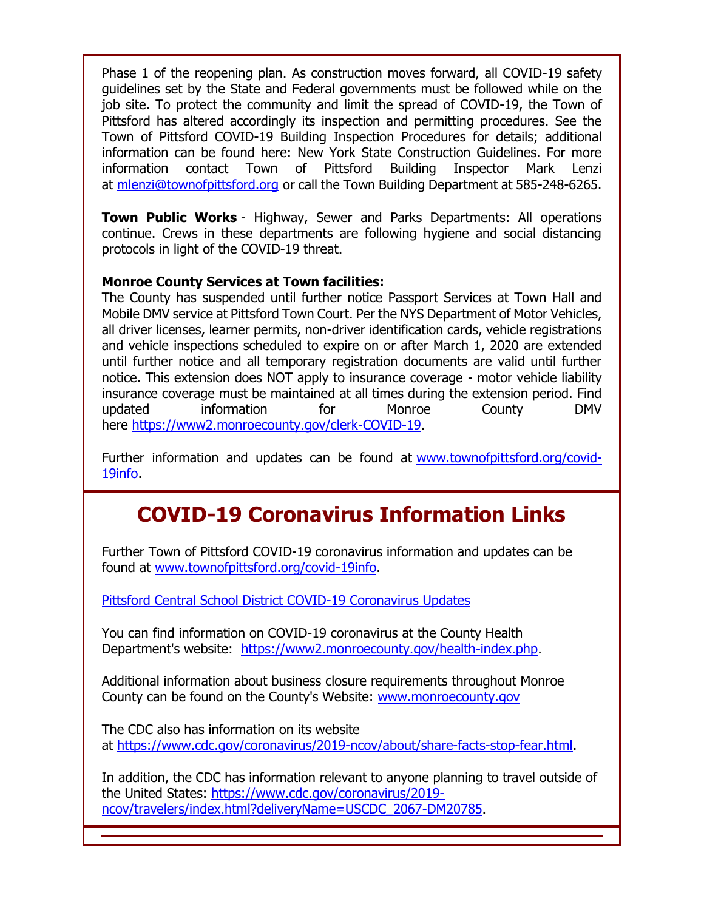Phase 1 of the reopening plan. As construction moves forward, all COVID-19 safety guidelines set by the State and Federal governments must be followed while on the job site. To protect the community and limit the spread of COVID-19, the Town of Pittsford has altered accordingly its inspection and permitting procedures. See the Town of Pittsford COVID-19 Building Inspection Procedures for details; additional information can be found here: New York State Construction Guidelines. For more information contact Town of Pittsford Building Inspector Mark Lenzi at mlenzi@townofpittsford.org or call the Town Building Department at 585-248-6265.

**Town Public Works** - Highway, Sewer and Parks Departments: All operations continue. Crews in these departments are following hygiene and social distancing protocols in light of the COVID-19 threat.

**Monroe County Services at Town facilities:**
The County has suspended until further notice Passport Services at Town Hall and Mobile DMV service at Pittsford Town Court. Per the NYS Department of Motor Vehicles, all driver licenses, learner permits, non-driver identification cards, vehicle registrations and vehicle inspections scheduled to expire on or after March 1, 2020 are extended until further notice and all temporary registration documents are valid until further notice. This extension does NOT apply to insurance coverage - motor vehicle liability insurance coverage must be maintained at all times during the extension period. Find updated information for Monroe County DMV here https://www2.monroecounty.gov/clerk-COVID-19.

Further information and updates can be found at www.townofpittsford.org/covid-19info.

# COVID-19 Coronavirus Information Links

Further Town of Pittsford COVID-19 coronavirus information and updates can be found at www.townofpittsford.org/covid-19info.

Pittsford Central School District COVID-19 Coronavirus Updates

You can find information on COVID-19 coronavirus at the County Health Department's website: https://www2.monroecounty.gov/health-index.php.

Additional information about business closure requirements throughout Monroe County can be found on the County's Website: www.monroecounty.gov

The CDC also has information on its website at https://www.cdc.gov/coronavirus/2019-ncov/about/share-facts-stop-fear.html.

In addition, the CDC has information relevant to anyone planning to travel outside of the United States: https://www.cdc.gov/coronavirus/2019-ncov/travelers/index.html?deliveryName=USCDC_2067-DM20785.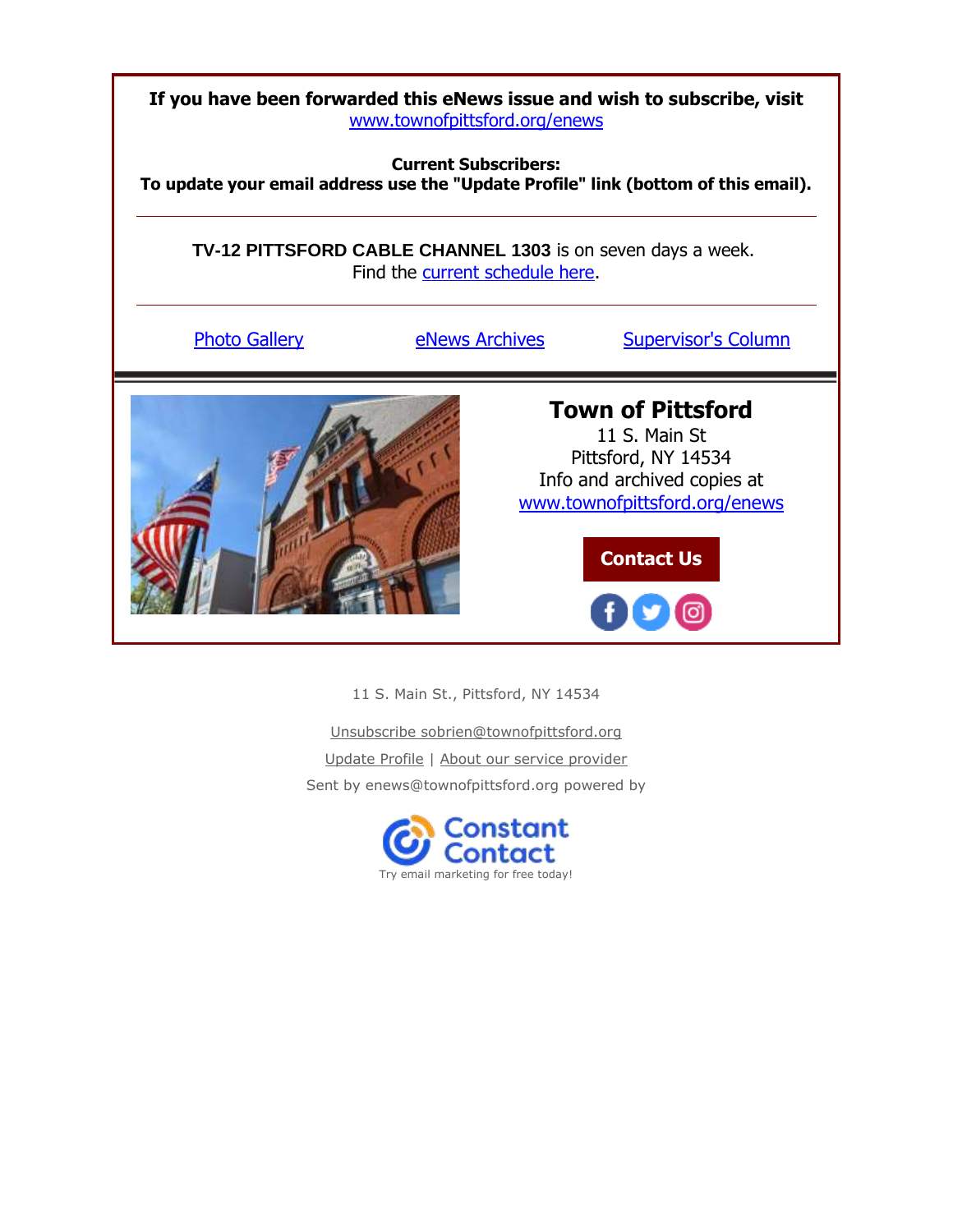**If you have been forwarded this eNews issue and wish to subscribe, visit**
www.townofpittsford.org/enews

**Current Subscribers:**
**To update your email address use the "Update Profile" link (bottom of this email).**

---

**TV-12 PITTSFORD CABLE CHANNEL 1303** is on seven days a week.
Find the current schedule here.

---

Photo Gallery | eNews Archives | Supervisor's Column

---

## Town of Pittsford

11 S. Main St
Pittsford, NY 14534
Info and archived copies at
www.townofpittsford.org/enews

**Contact Us**

11 S. Main St., Pittsford, NY 14534

Unsubscribe sobrien@townofpittsford.org

Update Profile | About our service provider

Sent by enews@townofpittsford.org powered by

Constant Contact

Try email marketing for free today!